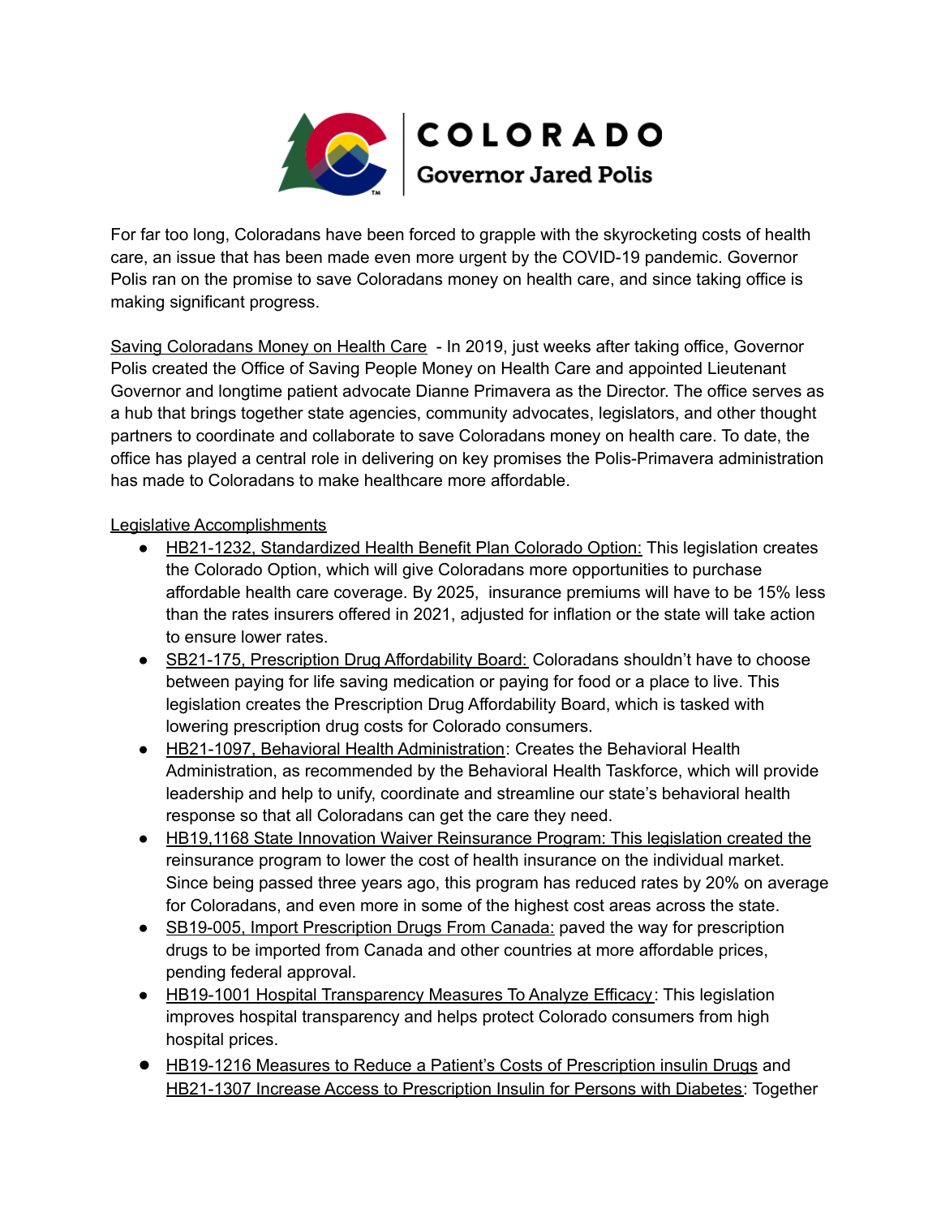# COLORADO

## Governor Jared Polis

For far too long, Coloradans have been forced to grapple with the skyrocketing costs of health care, an issue that has been made even more urgent by the COVID-19 pandemic. Governor Polis ran on the promise to save Coloradans money on health care, and since taking office is making significant progress.

Saving Coloradans Money on Health Care - In 2019, just weeks after taking office, Governor Polis created the Office of Saving People Money on Health Care and appointed Lieutenant Governor and longtime patient advocate Dianne Primavera as the Director. The office serves as a hub that brings together state agencies, community advocates, legislators, and other thought partners to coordinate and collaborate to save Coloradans money on health care. To date, the office has played a central role in delivering on key promises the Polis-Primavera administration has made to Coloradans to make healthcare more affordable.

Legislative Accomplishments

- HB21-1232, Standardized Health Benefit Plan Colorado Option: This legislation creates the Colorado Option, which will give Coloradans more opportunities to purchase affordable health care coverage. By 2025, insurance premiums will have to be 15% less than the rates insurers offered in 2021, adjusted for inflation or the state will take action to ensure lower rates.
- SB21-175, Prescription Drug Affordability Board: Coloradans shouldn't have to choose between paying for life saving medication or paying for food or a place to live. This legislation creates the Prescription Drug Affordability Board, which is tasked with lowering prescription drug costs for Colorado consumers.
- HB21-1097, Behavioral Health Administration: Creates the Behavioral Health Administration, as recommended by the Behavioral Health Taskforce, which will provide leadership and help to unify, coordinate and streamline our state's behavioral health response so that all Coloradans can get the care they need.
- HB19,1168 State Innovation Waiver Reinsurance Program: This legislation created the reinsurance program to lower the cost of health insurance on the individual market. Since being passed three years ago, this program has reduced rates by 20% on average for Coloradans, and even more in some of the highest cost areas across the state.
- SB19-005, Import Prescription Drugs From Canada: paved the way for prescription drugs to be imported from Canada and other countries at more affordable prices, pending federal approval.
- HB19-1001 Hospital Transparency Measures To Analyze Efficacy: This legislation improves hospital transparency and helps protect Colorado consumers from high hospital prices.
- HB19-1216 Measures to Reduce a Patient's Costs of Prescription insulin Drugs and HB21-1307 Increase Access to Prescription Insulin for Persons with Diabetes: Together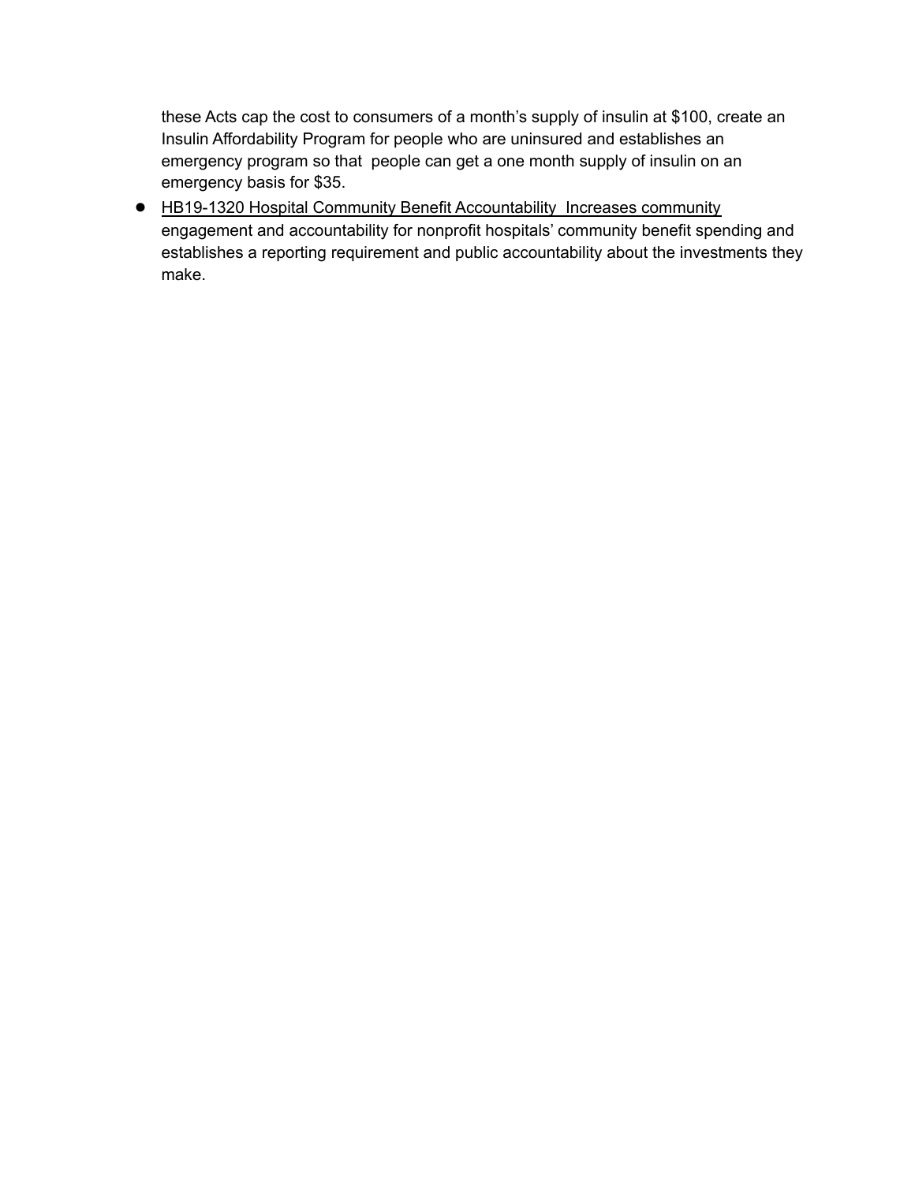these Acts cap the cost to consumers of a month's supply of insulin at $100, create an Insulin Affordability Program for people who are uninsured and establishes an emergency program so that people can get a one month supply of insulin on an emergency basis for $35.

- HB19-1320 Hospital Community Benefit Accountability Increases community engagement and accountability for nonprofit hospitals' community benefit spending and establishes a reporting requirement and public accountability about the investments they make.